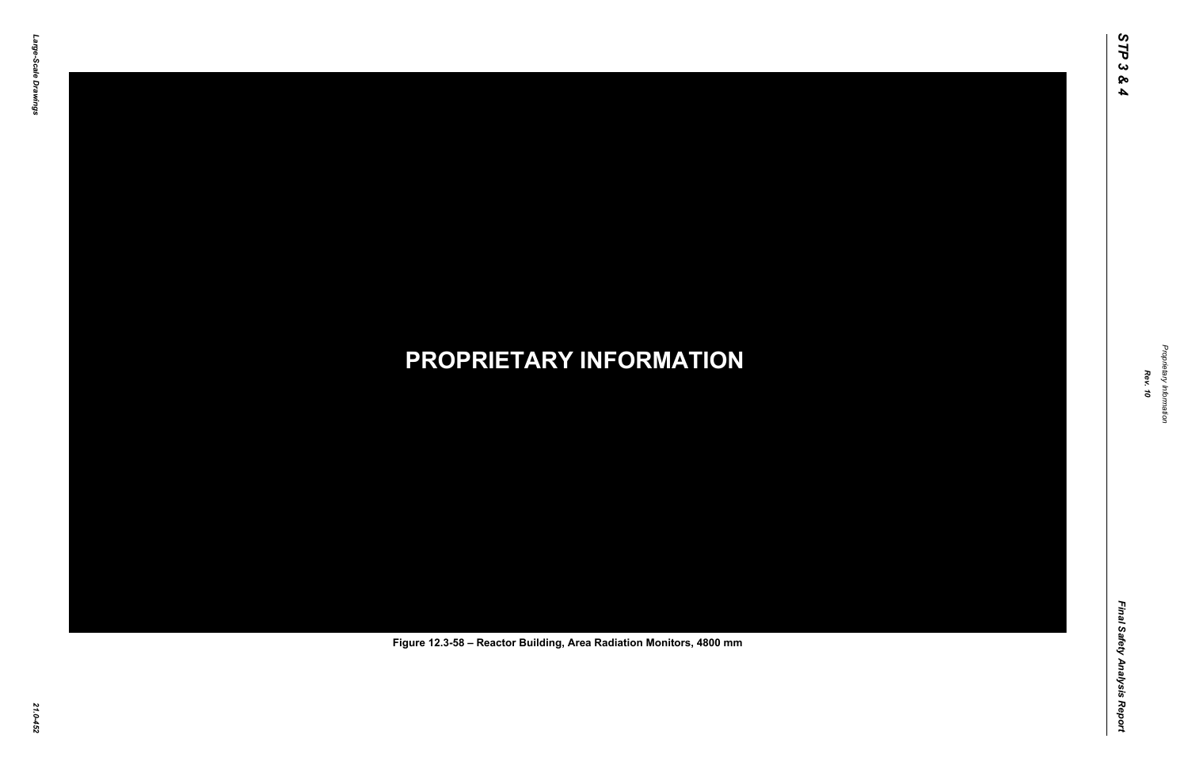PROPRIETARY INFORMATION

Figure 12.3-58 – Reactor Building, Area Radiation Monitors, 4800 mm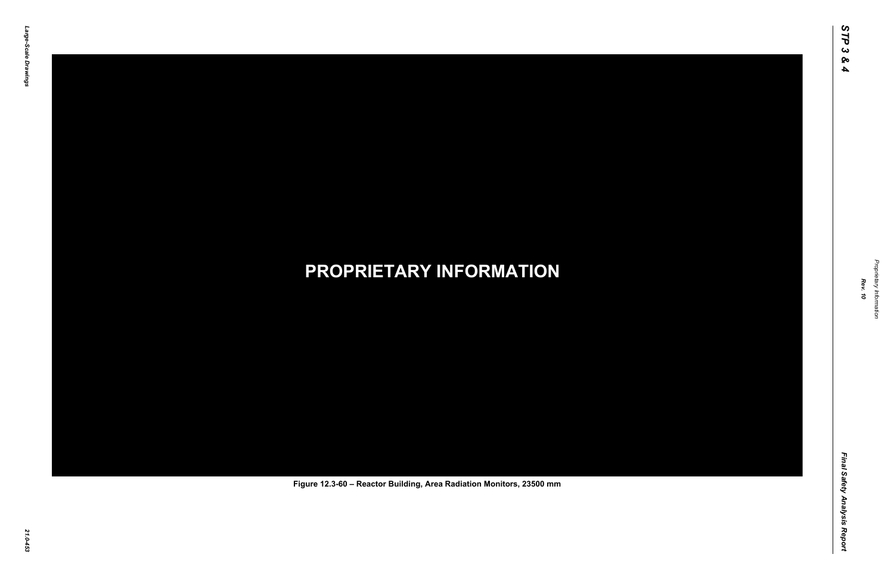PROPRIETARY INFORMATION

Figure 12.3-60 – Reactor Building, Area Radiation Monitors, 23500 mm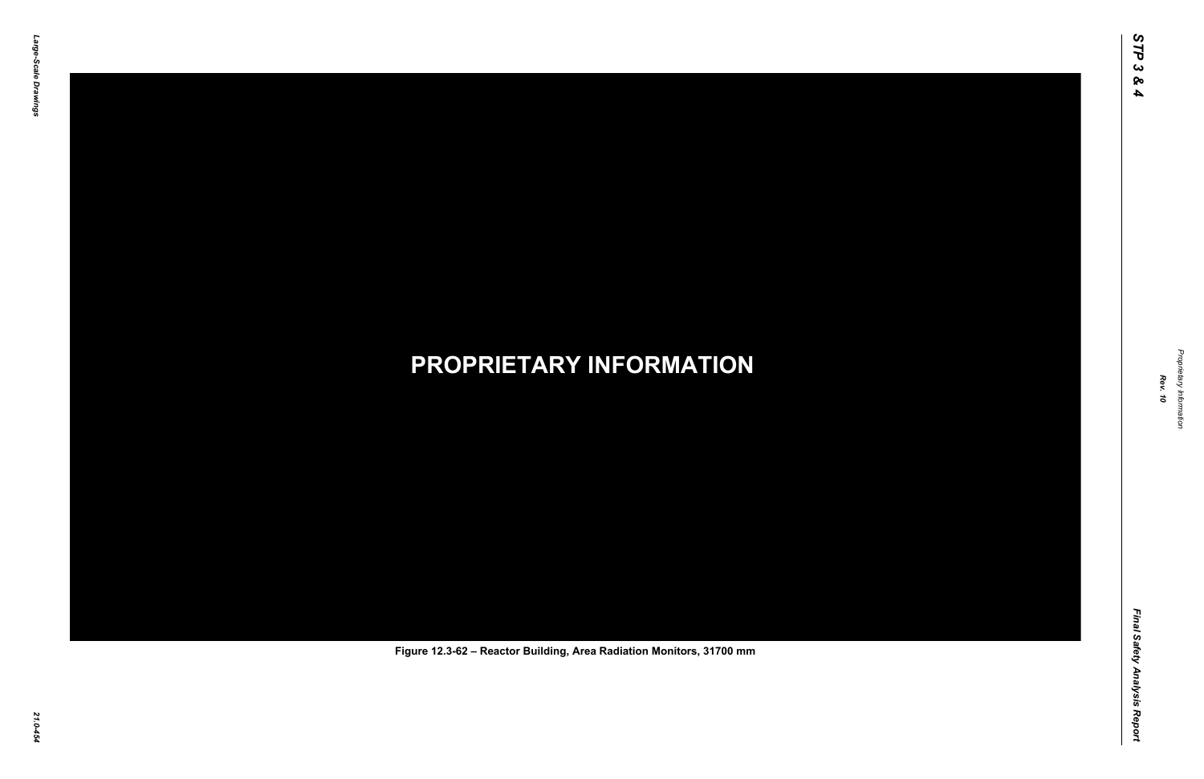PROPRIETARY INFORMATION

Figure 12.3-62 – Reactor Building, Area Radiation Monitors, 31700 mm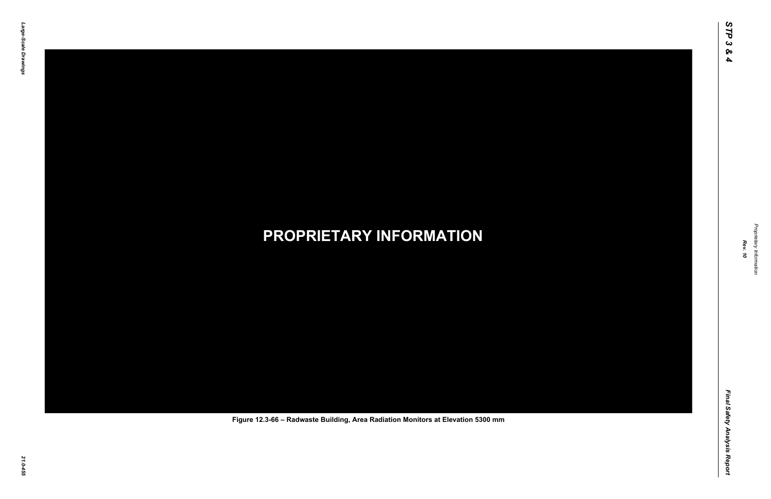PROPRIETARY INFORMATION

Figure 12.3-66 – Radwaste Building, Area Radiation Monitors at Elevation 5300 mm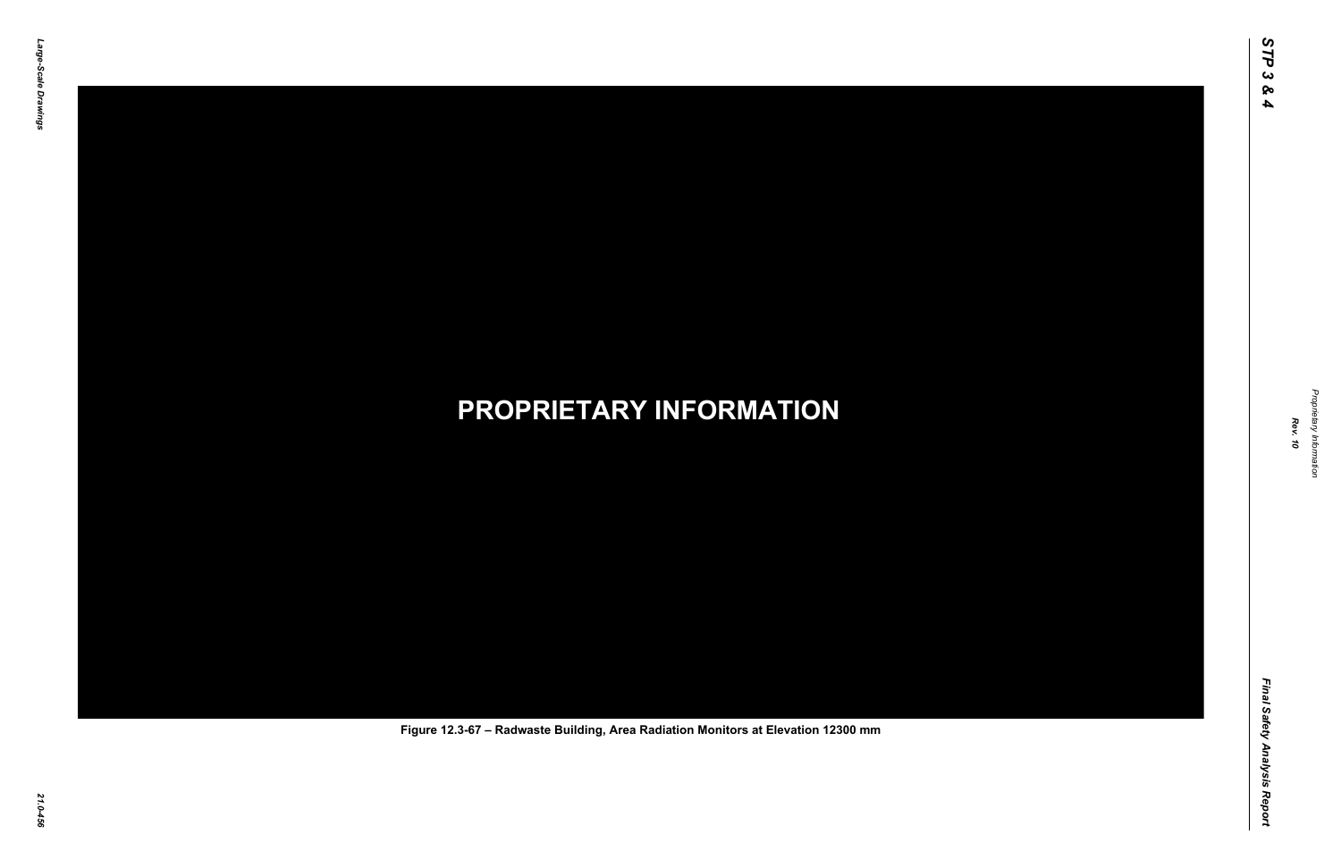**PROPRIETARY INFORMATION**

**Figure 12.3-67 – Radwaste Building, Area Radiation Monitors at Elevation 12300 mm**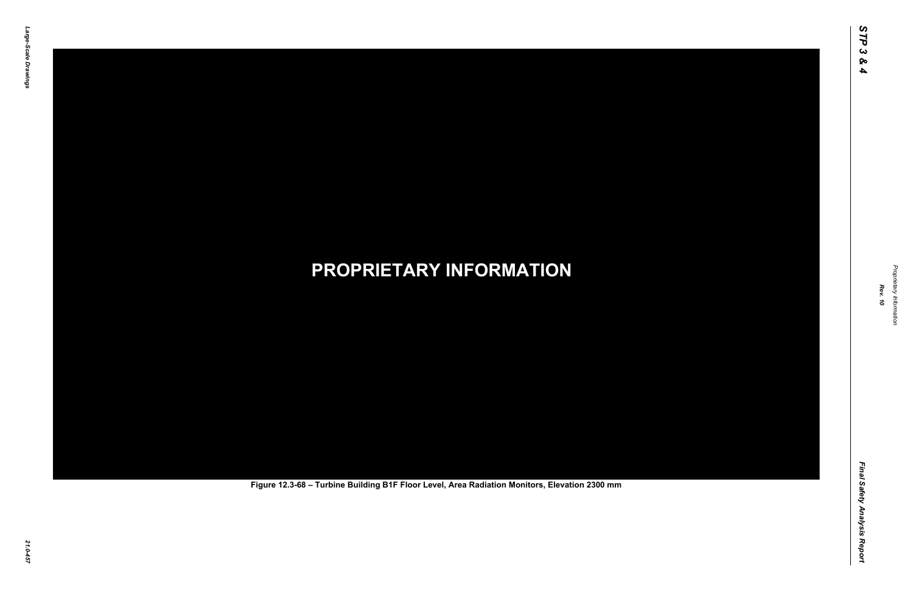**PROPRIETARY INFORMATION**

**Figure 12.3-68 – Turbine Building B1F Floor Level, Area Radiation Monitors, Elevation 2300 mm**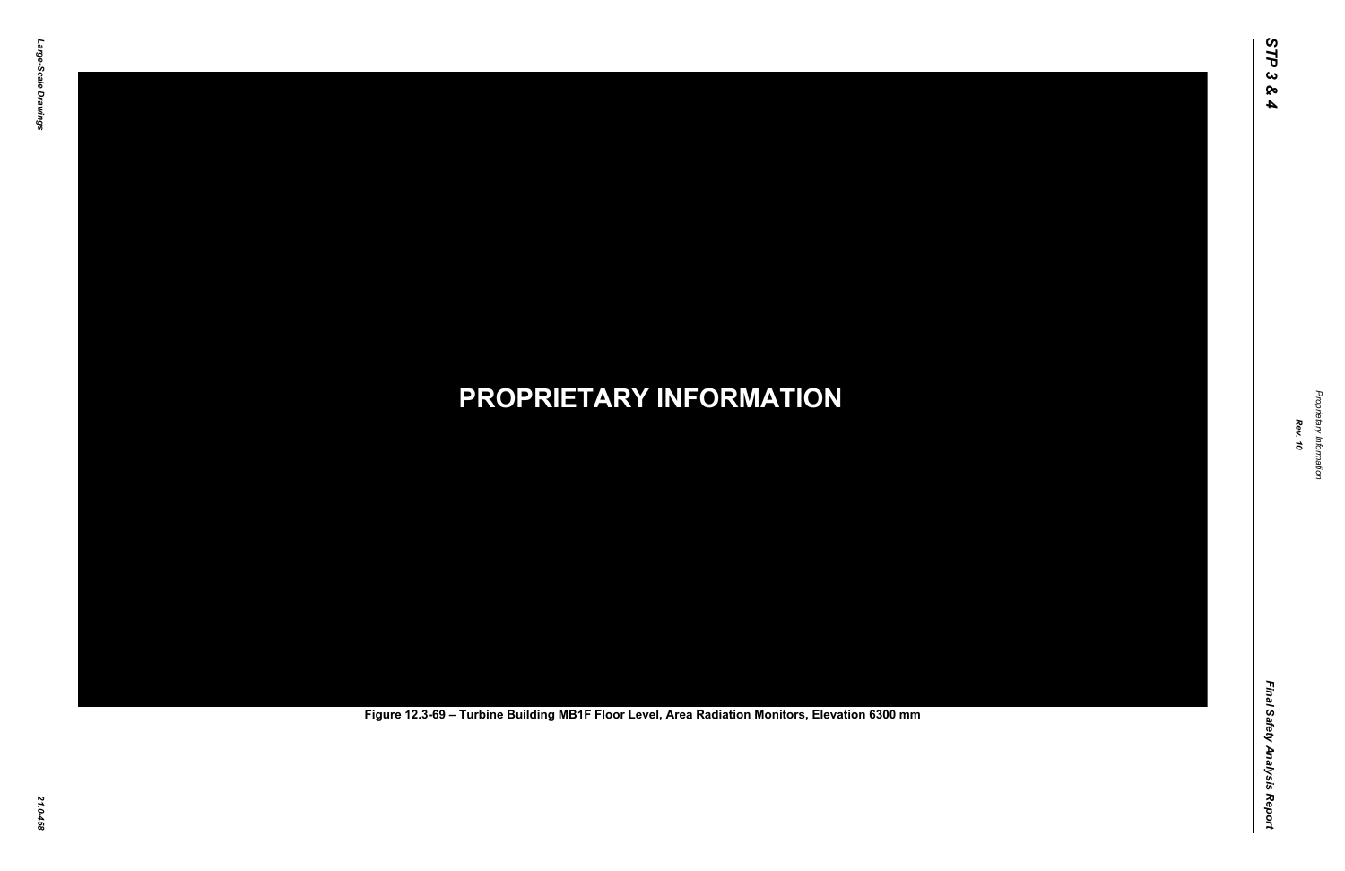PROPRIETARY INFORMATION

Figure 12.3-69 – Turbine Building MB1F Floor Level, Area Radiation Monitors, Elevation 6300 mm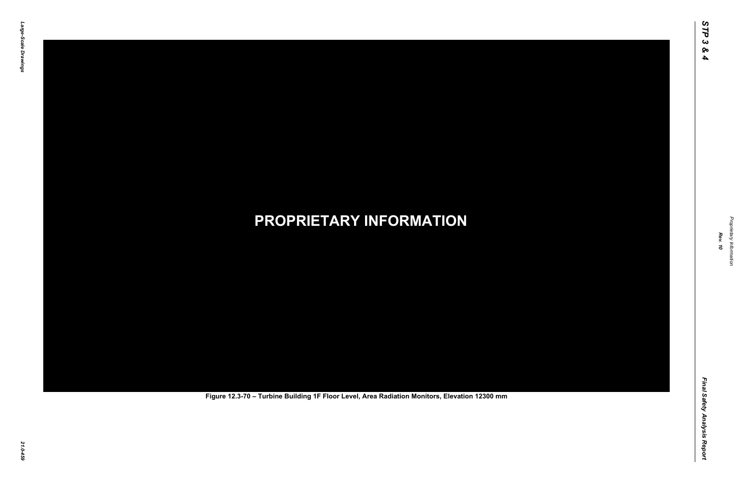PROPRIETARY INFORMATION

Figure 12.3-70 – Turbine Building 1F Floor Level, Area Radiation Monitors, Elevation 12300 mm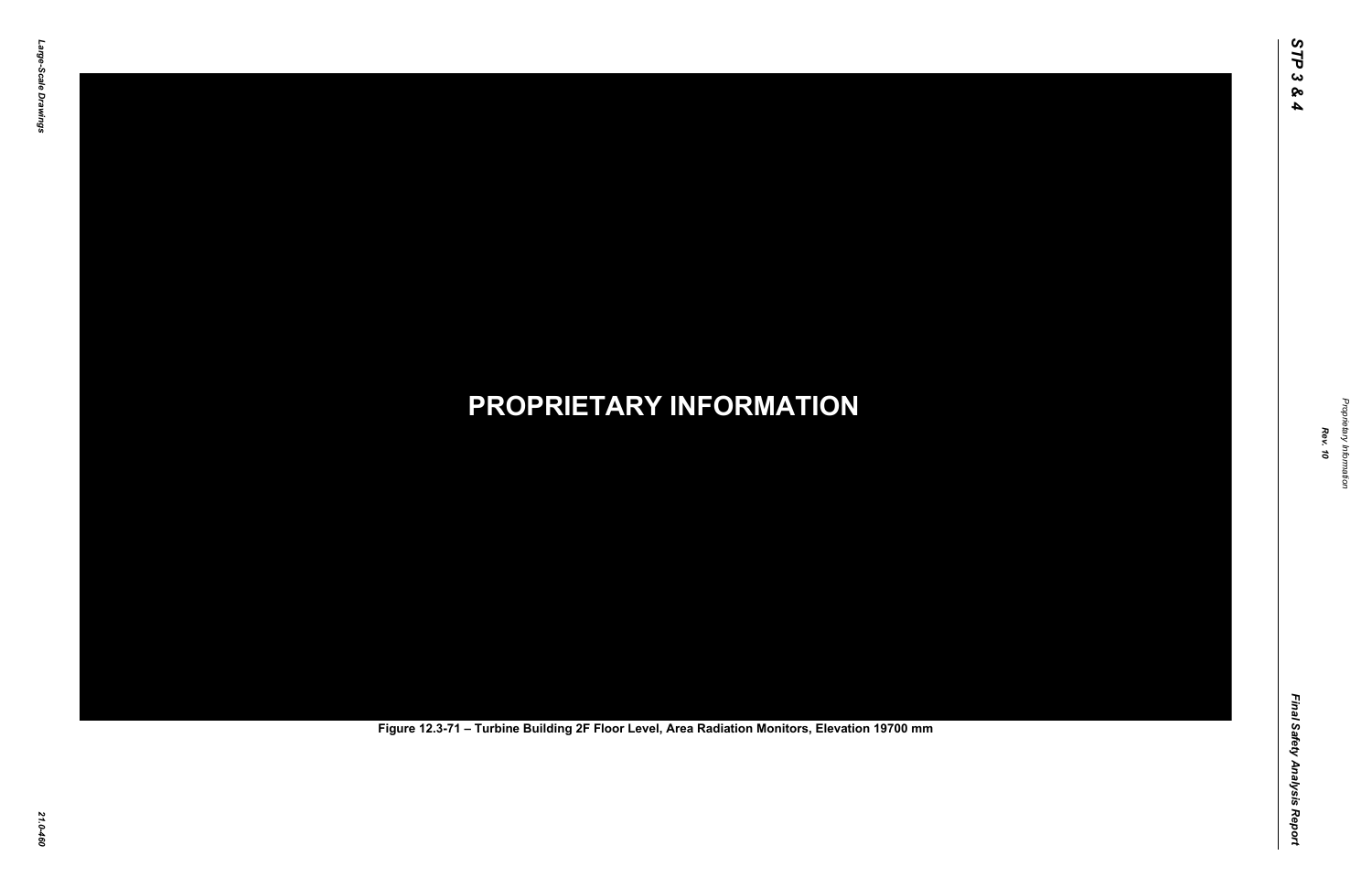**PROPRIETARY INFORMATION**

Figure 12.3-71 – Turbine Building 2F Floor Level, Area Radiation Monitors, Elevation 19700 mm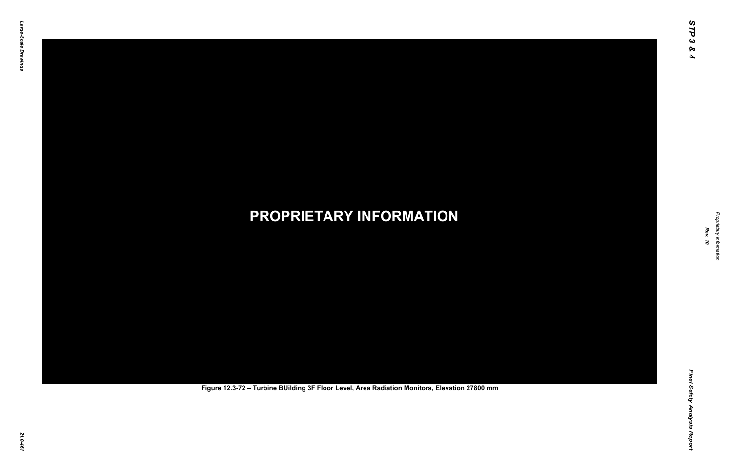**PROPRIETARY INFORMATION**

Figure 12.3-72 – Turbine BUilding 3F Floor Level, Area Radiation Monitors, Elevation 27800 mm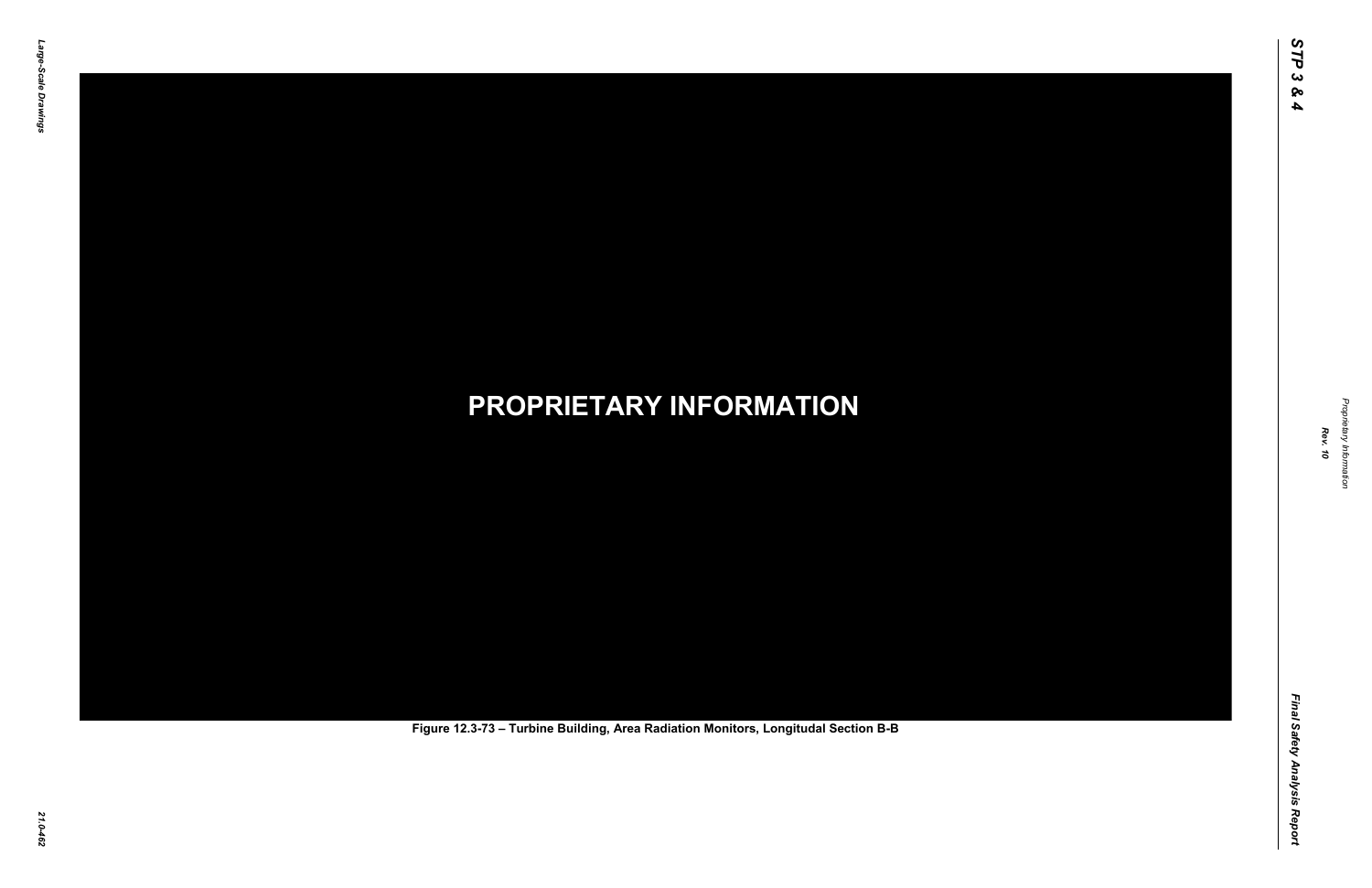PROPRIETARY INFORMATION

Figure 12.3-73 – Turbine Building, Area Radiation Monitors, Longitudal Section B-B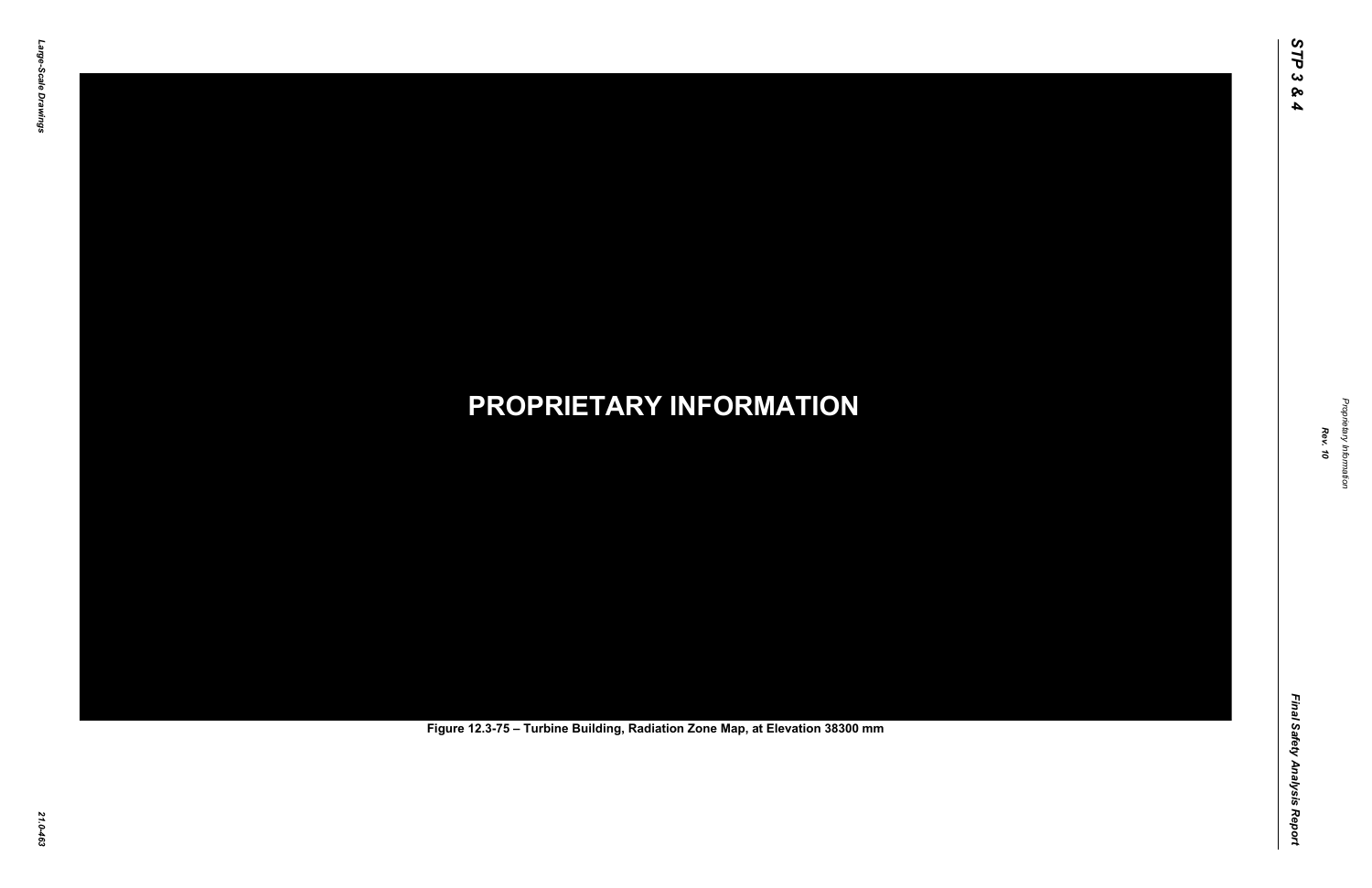**PROPRIETARY INFORMATION**

Figure 12.3-75 – Turbine Building, Radiation Zone Map, at Elevation 38300 mm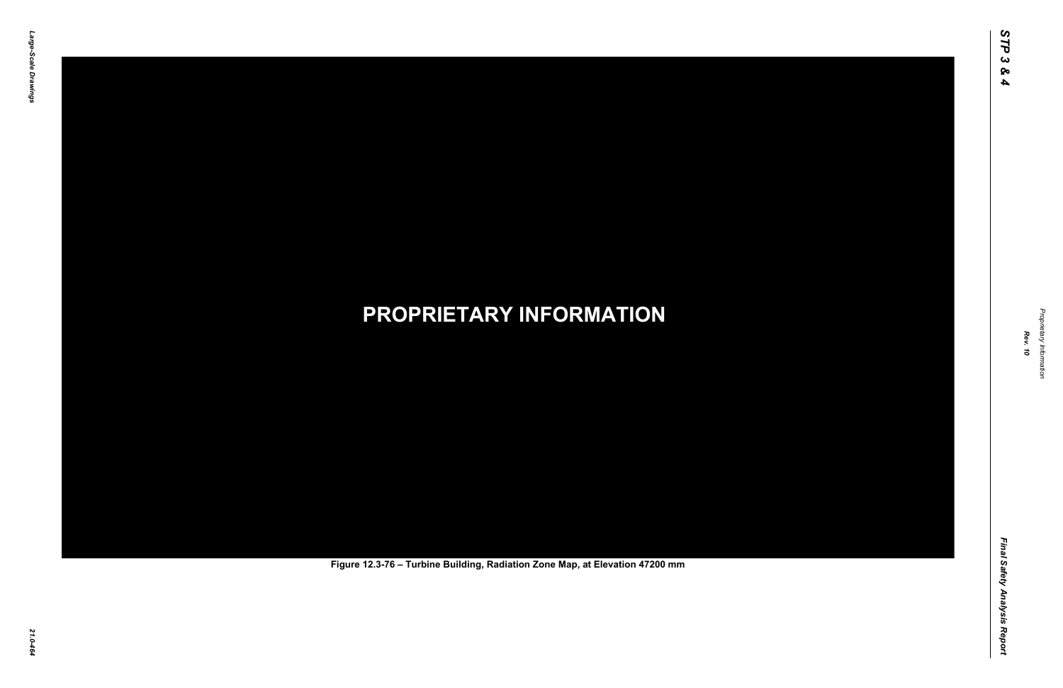PROPRIETARY INFORMATION

Figure 12.3-76 – Turbine Building, Radiation Zone Map, at Elevation 47200 mm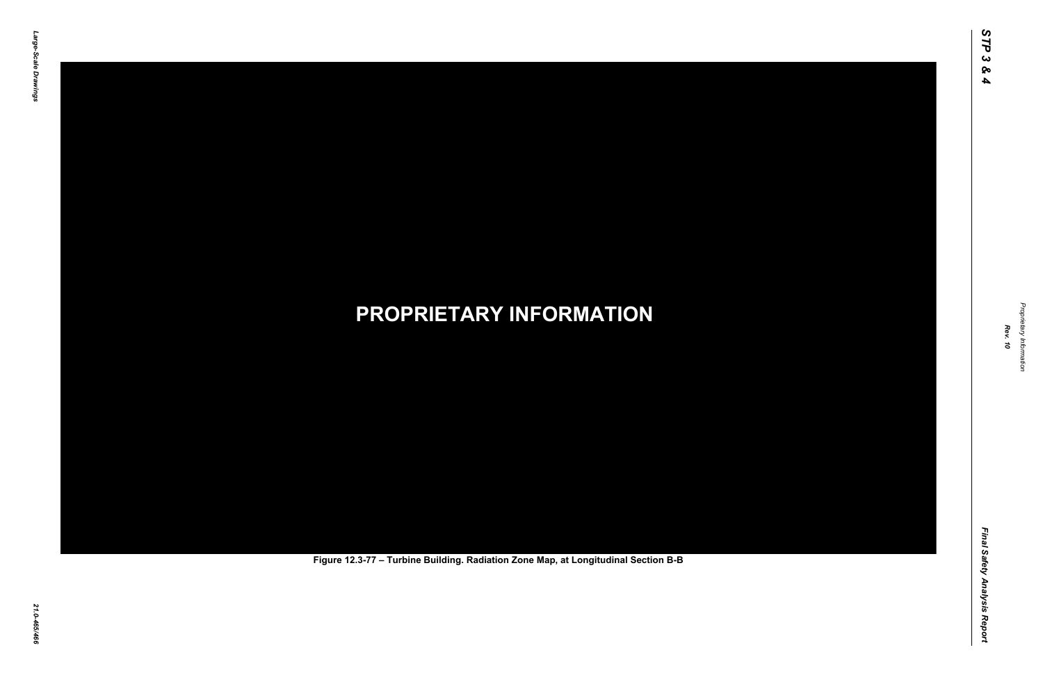**PROPRIETARY INFORMATION**

Figure 12.3-77 – Turbine Building. Radiation Zone Map, at Longitudinal Section B-B